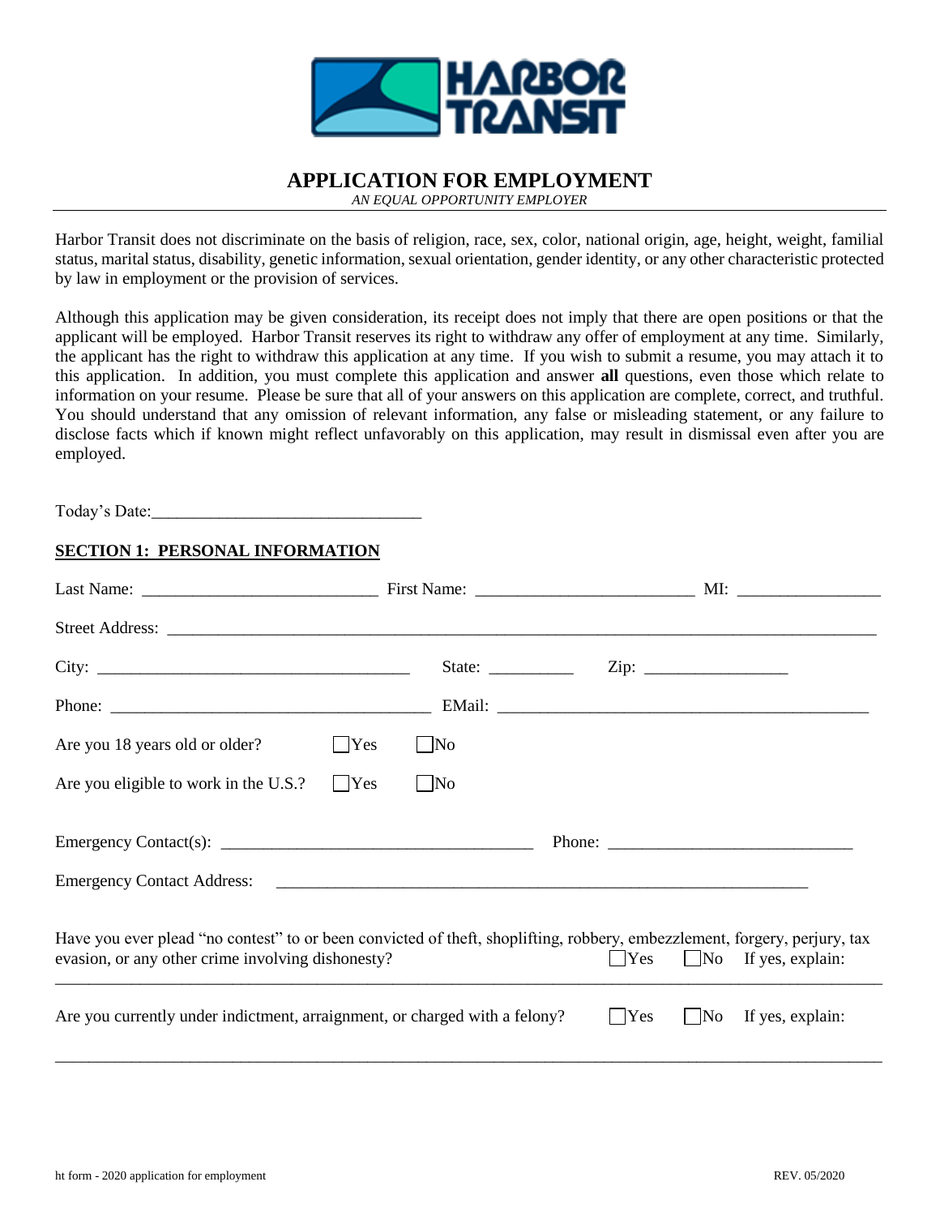# APPLICATION FOR EMPLOYMENT

*AN EQUAL OPPORTUNITY EMPLOYER*

Harbor Transit does not discriminate on the basis of religion, race, sex, color, national origin, age, height, weight, familial status, marital status, disability, genetic information, sexual orientation, gender identity, or any other characteristic protected by law in employment or the provision of services.

Although this application may be given consideration, its receipt does not imply that there are open positions or that the applicant will be employed. Harbor Transit reserves its right to withdraw any offer of employment at any time. Similarly, the applicant has the right to withdraw this application at any time. If you wish to submit a resume, you may attach it to this application. In addition, you must complete this application and answer **all** questions, even those which relate to information on your resume. Please be sure that all of your answers on this application are complete, correct, and truthful. You should understand that any omission of relevant information, any false or misleading statement, or any failure to disclose facts which if known might reflect unfavorably on this application, may result in dismissal even after you are employed.

Today's Date:_______________________________

## SECTION 1: PERSONAL INFORMATION

Last Name: ___________________________ First Name: _________________________ MI: ________________

Street Address: ________________________________________________________________________________

City: ___________________________________ State: __________ Zip: ________________

Phone: _____________________________________ EMail: __________________________________________

Are you 18 years old or older? ☐ Yes ☐ No

Are you eligible to work in the U.S.? ☐ Yes ☐ No

Emergency Contact(s): ____________________________________ Phone: ____________________________

Emergency Contact Address: _______________________________________________________________

Have you ever plead "no contest" to or been convicted of theft, shoplifting, robbery, embezzlement, forgery, perjury, tax evasion, or any other crime involving dishonesty? ☐ Yes ☐ No If yes, explain:

_____________________________________________________________________________________________

Are you currently under indictment, arraignment, or charged with a felony? ☐ Yes ☐ No If yes, explain:

_____________________________________________________________________________________________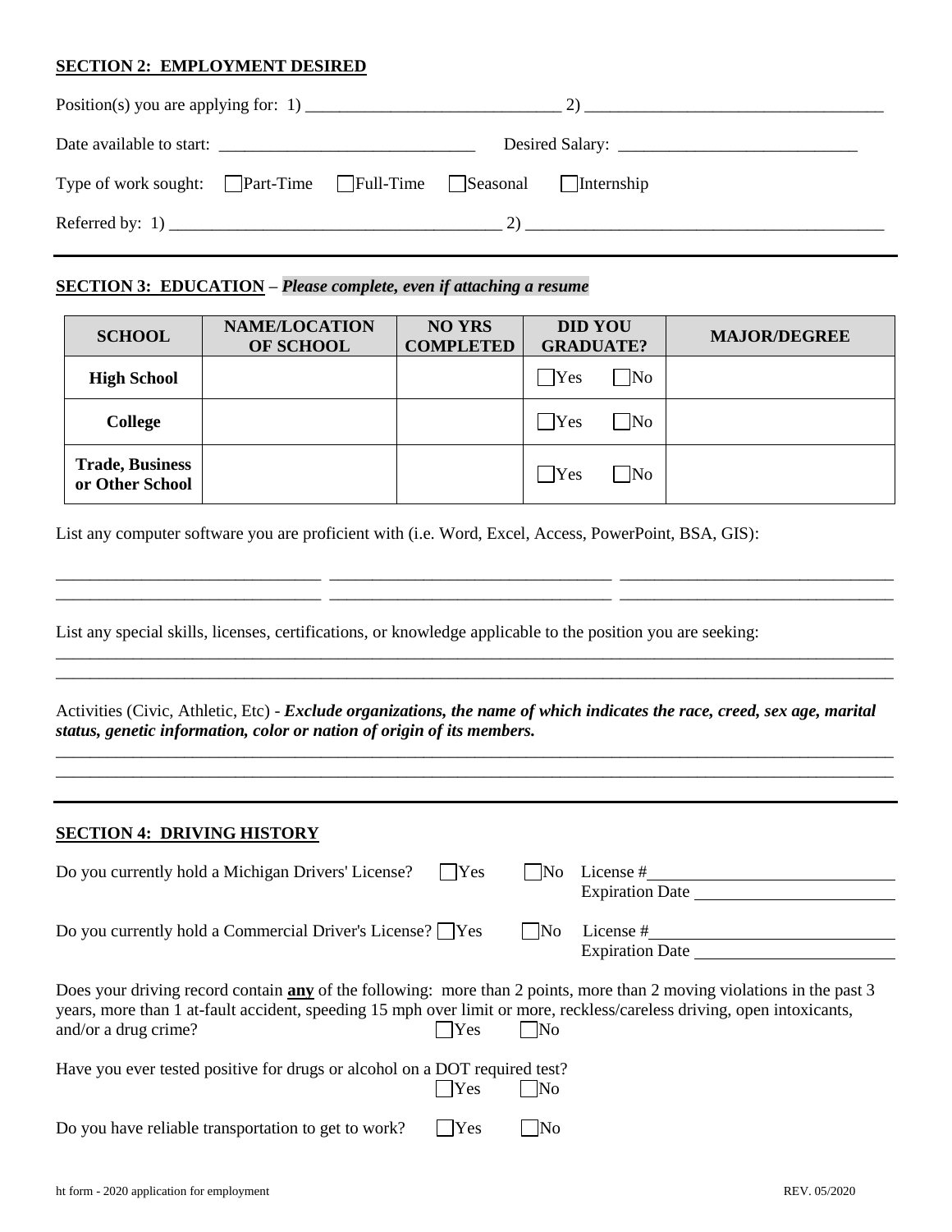## SECTION 2: EMPLOYMENT DESIRED

Position(s) you are applying for: 1) ______________________________ 2) ___________________________________

Date available to start: ______________________________ Desired Salary: ____________________________

Type of work sought: ☐ Part-Time ☐ Full-Time ☐ Seasonal ☐ Internship

Referred by: 1) ______________________________________ 2) ___________________________________________

## SECTION 3: EDUCATION – *Please complete, even if attaching a resume*

| SCHOOL | NAME/LOCATION OF SCHOOL | NO YRS COMPLETED | DID YOU GRADUATE? | MAJOR/DEGREE |
|---|---|---|---|---|
| **High School** | | | ☐ Yes ☐ No | |
| **College** | | | ☐ Yes ☐ No | |
| **Trade, Business or Other School** | | | ☐ Yes ☐ No | |

List any computer software you are proficient with (i.e. Word, Excel, Access, PowerPoint, BSA, GIS):

_______________________________ _______________________________ _______________________________
_______________________________ _______________________________ _______________________________

List any special skills, licenses, certifications, or knowledge applicable to the position you are seeking:

____________________________________________________________________________________________
____________________________________________________________________________________________

Activities (Civic, Athletic, Etc) - ***Exclude organizations, the name of which indicates the race, creed, sex age, marital status, genetic information, color or nation of origin of its members.***

____________________________________________________________________________________________
____________________________________________________________________________________________

## SECTION 4: DRIVING HISTORY

Do you currently hold a Michigan Drivers' License? ☐ Yes ☐ No License #________________________
Expiration Date ________________________

Do you currently hold a Commercial Driver's License? ☐ Yes ☐ No License #________________________
Expiration Date ________________________

Does your driving record contain **any** of the following: more than 2 points, more than 2 moving violations in the past 3 years, more than 1 at-fault accident, speeding 15 mph over limit or more, reckless/careless driving, open intoxicants, and/or a drug crime? ☐ Yes ☐ No

Have you ever tested positive for drugs or alcohol on a DOT required test? ☐ Yes ☐ No

Do you have reliable transportation to get to work? ☐ Yes ☐ No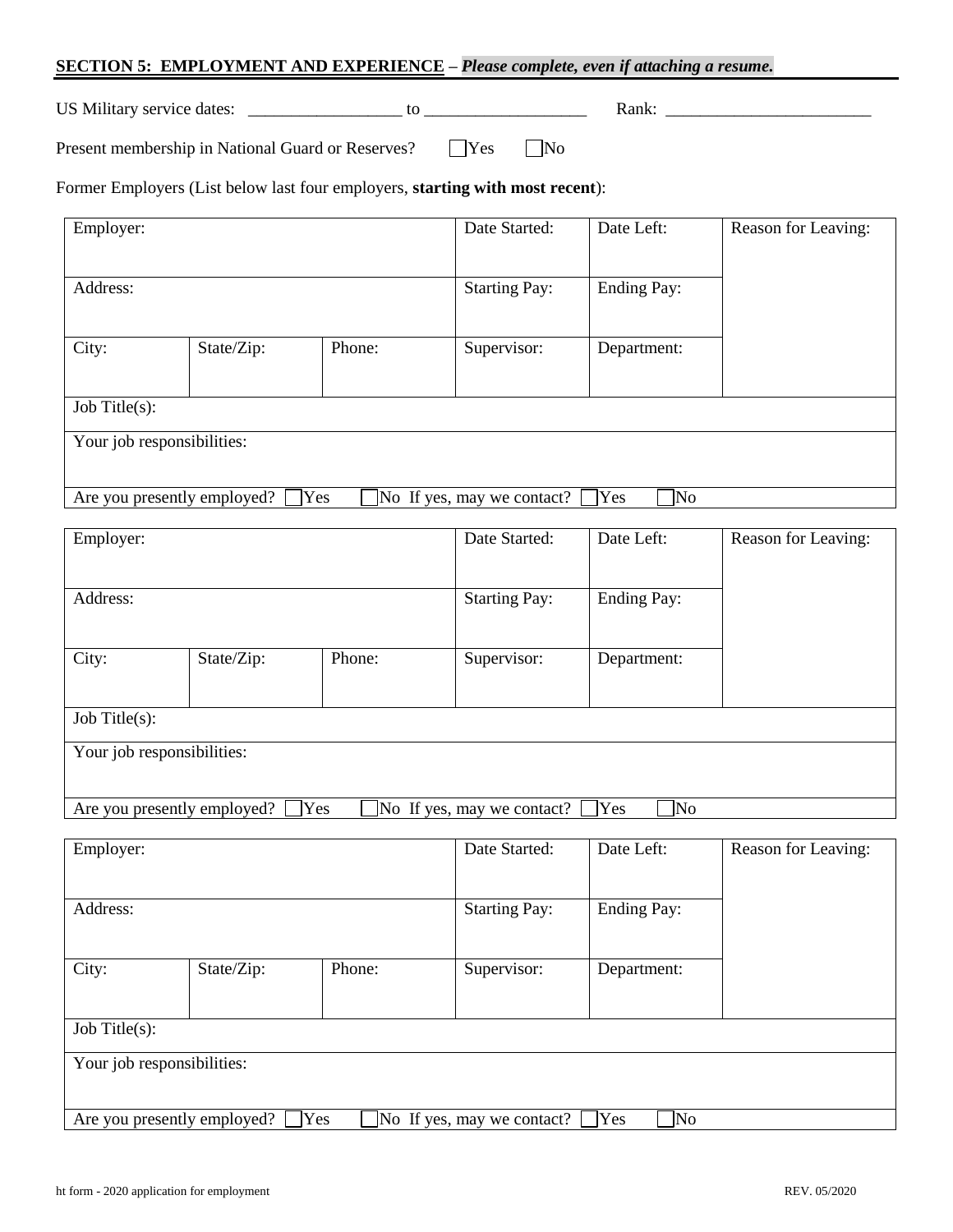## **SECTION 5: EMPLOYMENT AND EXPERIENCE** – ***Please complete, even if attaching a resume.***

US Military service dates: ___________________ to ____________________ Rank: _________________________

Present membership in National Guard or Reserves? ☐ Yes ☐ No

Former Employers (List below last four employers, **starting with most recent**):

| Employer: | | | Date Started: | Date Left: | Reason for Leaving: |
|---|---|---|---|---|---|
| Address: | | | Starting Pay: | Ending Pay: | |
| City: | State/Zip: | Phone: | Supervisor: | Department: | |
| Job Title(s): | | | | | |
| Your job responsibilities: | | | | | |
| Are you presently employed? ☐ Yes ☐ No If yes, may we contact? ☐ Yes ☐ No | | | | | |

| Employer: | | | Date Started: | Date Left: | Reason for Leaving: |
|---|---|---|---|---|---|
| Address: | | | Starting Pay: | Ending Pay: | |
| City: | State/Zip: | Phone: | Supervisor: | Department: | |
| Job Title(s): | | | | | |
| Your job responsibilities: | | | | | |
| Are you presently employed? ☐ Yes ☐ No If yes, may we contact? ☐ Yes ☐ No | | | | | |

| Employer: | | | Date Started: | Date Left: | Reason for Leaving: |
|---|---|---|---|---|---|
| Address: | | | Starting Pay: | Ending Pay: | |
| City: | State/Zip: | Phone: | Supervisor: | Department: | |
| Job Title(s): | | | | | |
| Your job responsibilities: | | | | | |
| Are you presently employed? ☐ Yes ☐ No If yes, may we contact? ☐ Yes ☐ No | | | | | |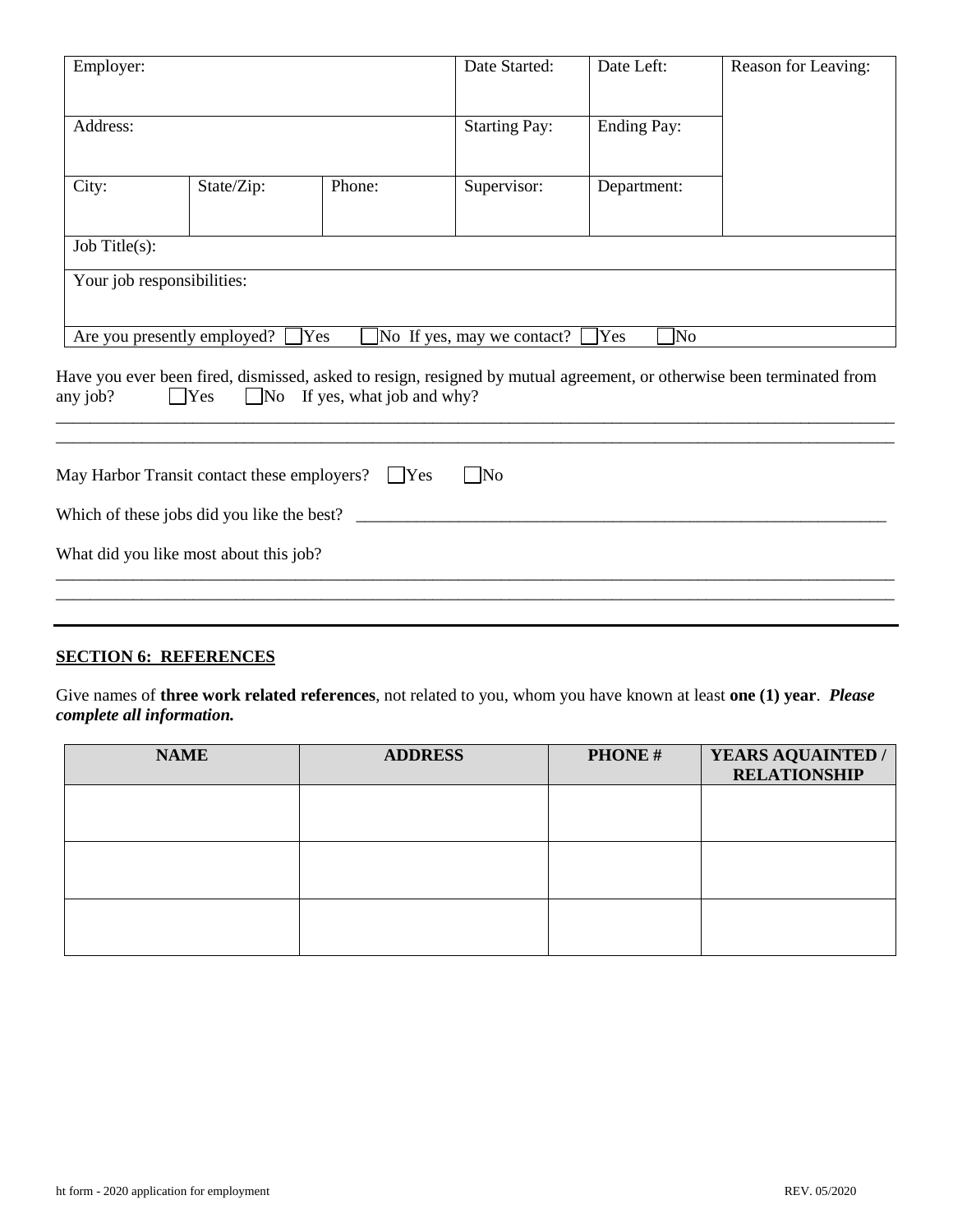| Employer: | | | Date Started: | Date Left: | Reason for Leaving: |
|---|---|---|---|---|---|
| Address: | | | Starting Pay: | Ending Pay: | |
| City: | State/Zip: | Phone: | Supervisor: | Department: | |
| Job Title(s): | | | | | |
| Your job responsibilities: | | | | | |
| Are you presently employed? ☐ Yes ☐ No If yes, may we contact? ☐ Yes ☐ No | | | | | |

Have you ever been fired, dismissed, asked to resign, resigned by mutual agreement, or otherwise been terminated from any job? ☐ Yes ☐ No If yes, what job and why?

_______________________________________________________________________________________________

_______________________________________________________________________________________________

May Harbor Transit contact these employers? ☐ Yes ☐ No

Which of these jobs did you like the best? ______________________________________________________________

What did you like most about this job?

_______________________________________________________________________________________________

_______________________________________________________________________________________________

---

## SECTION 6: REFERENCES

Give names of **three work related references**, not related to you, whom you have known at least **one (1) year**. ***Please complete all information.***

| NAME | ADDRESS | PHONE # | YEARS AQUAINTED / RELATIONSHIP |
|---|---|---|---|
| | | | |
| | | | |
| | | | |

ht form - 2020 application for employment REV. 05/2020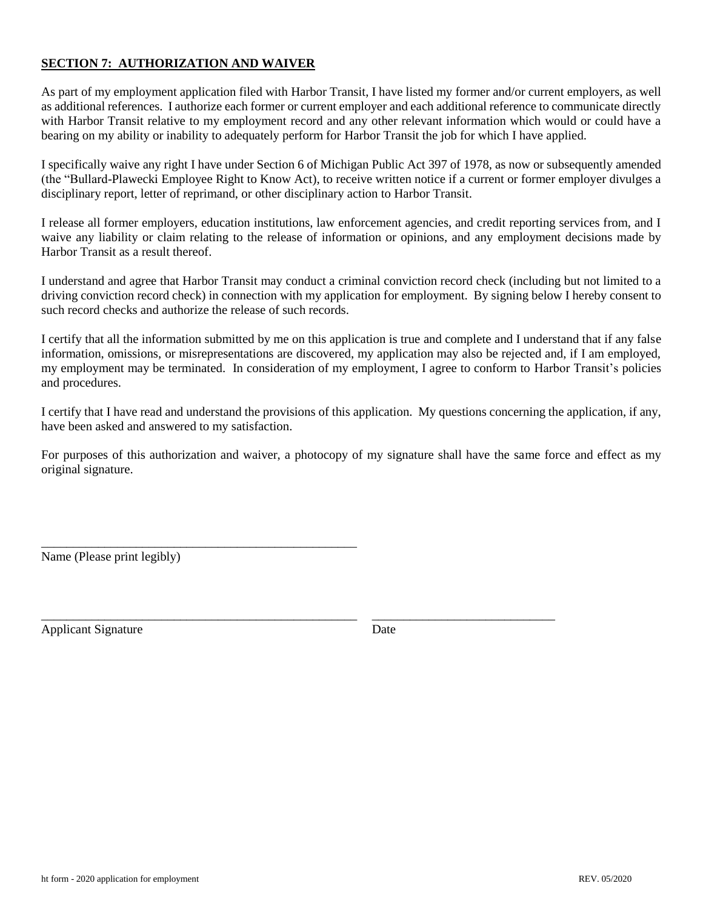**SECTION 7: AUTHORIZATION AND WAIVER**

As part of my employment application filed with Harbor Transit, I have listed my former and/or current employers, as well as additional references. I authorize each former or current employer and each additional reference to communicate directly with Harbor Transit relative to my employment record and any other relevant information which would or could have a bearing on my ability or inability to adequately perform for Harbor Transit the job for which I have applied.

I specifically waive any right I have under Section 6 of Michigan Public Act 397 of 1978, as now or subsequently amended (the "Bullard-Plawecki Employee Right to Know Act), to receive written notice if a current or former employer divulges a disciplinary report, letter of reprimand, or other disciplinary action to Harbor Transit.

I release all former employers, education institutions, law enforcement agencies, and credit reporting services from, and I waive any liability or claim relating to the release of information or opinions, and any employment decisions made by Harbor Transit as a result thereof.

I understand and agree that Harbor Transit may conduct a criminal conviction record check (including but not limited to a driving conviction record check) in connection with my application for employment. By signing below I hereby consent to such record checks and authorize the release of such records.

I certify that all the information submitted by me on this application is true and complete and I understand that if any false information, omissions, or misrepresentations are discovered, my application may also be rejected and, if I am employed, my employment may be terminated. In consideration of my employment, I agree to conform to Harbor Transit's policies and procedures.

I certify that I have read and understand the provisions of this application. My questions concerning the application, if any, have been asked and answered to my satisfaction.

For purposes of this authorization and waiver, a photocopy of my signature shall have the same force and effect as my original signature.

____________________________________________________

Name (Please print legibly)

____________________________________________________ ______________________________

Applicant Signature Date

ht form - 2020 application for employment REV. 05/2020